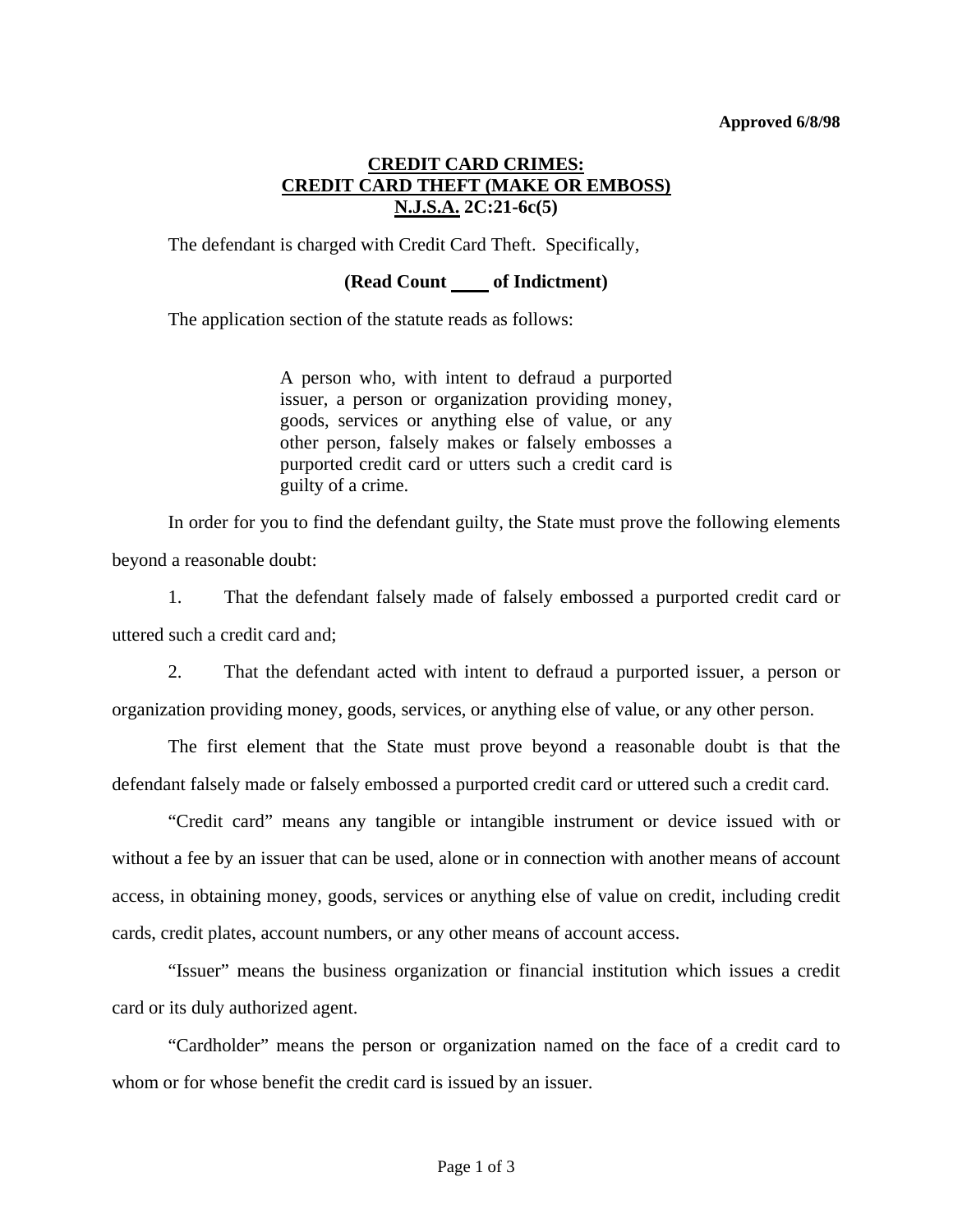**Approved 6/8/98**

# CREDIT CARD CRIMES: CREDIT CARD THEFT (MAKE OR EMBOSS) N.J.S.A. 2C:21-6c(5)

The defendant is charged with Credit Card Theft. Specifically,

**(Read Count \_\_\_\_ of Indictment)**

The application section of the statute reads as follows:

> A person who, with intent to defraud a purported issuer, a person or organization providing money, goods, services or anything else of value, or any other person, falsely makes or falsely embosses a purported credit card or utters such a credit card is guilty of a crime.

In order for you to find the defendant guilty, the State must prove the following elements beyond a reasonable doubt:

1. That the defendant falsely made of falsely embossed a purported credit card or uttered such a credit card and;

2. That the defendant acted with intent to defraud a purported issuer, a person or organization providing money, goods, services, or anything else of value, or any other person.

The first element that the State must prove beyond a reasonable doubt is that the defendant falsely made or falsely embossed a purported credit card or uttered such a credit card.

"Credit card" means any tangible or intangible instrument or device issued with or without a fee by an issuer that can be used, alone or in connection with another means of account access, in obtaining money, goods, services or anything else of value on credit, including credit cards, credit plates, account numbers, or any other means of account access.

"Issuer" means the business organization or financial institution which issues a credit card or its duly authorized agent.

"Cardholder" means the person or organization named on the face of a credit card to whom or for whose benefit the credit card is issued by an issuer.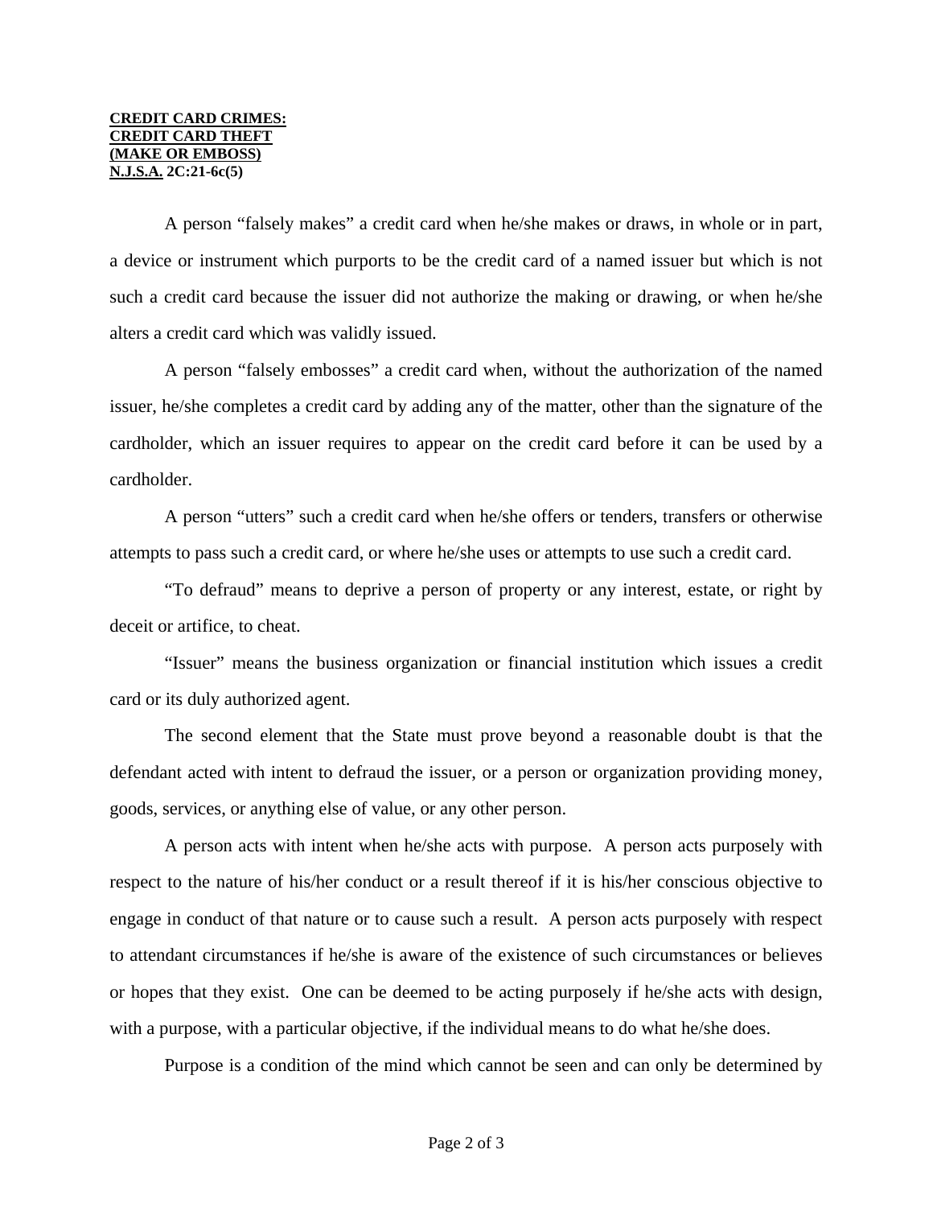**CREDIT CARD CRIMES:**
**CREDIT CARD THEFT**
**(MAKE OR EMBOSS)**
**N.J.S.A. 2C:21-6c(5)**

A person "falsely makes" a credit card when he/she makes or draws, in whole or in part, a device or instrument which purports to be the credit card of a named issuer but which is not such a credit card because the issuer did not authorize the making or drawing, or when he/she alters a credit card which was validly issued.

A person "falsely embosses" a credit card when, without the authorization of the named issuer, he/she completes a credit card by adding any of the matter, other than the signature of the cardholder, which an issuer requires to appear on the credit card before it can be used by a cardholder.

A person "utters" such a credit card when he/she offers or tenders, transfers or otherwise attempts to pass such a credit card, or where he/she uses or attempts to use such a credit card.

"To defraud" means to deprive a person of property or any interest, estate, or right by deceit or artifice, to cheat.

"Issuer" means the business organization or financial institution which issues a credit card or its duly authorized agent.

The second element that the State must prove beyond a reasonable doubt is that the defendant acted with intent to defraud the issuer, or a person or organization providing money, goods, services, or anything else of value, or any other person.

A person acts with intent when he/she acts with purpose. A person acts purposely with respect to the nature of his/her conduct or a result thereof if it is his/her conscious objective to engage in conduct of that nature or to cause such a result. A person acts purposely with respect to attendant circumstances if he/she is aware of the existence of such circumstances or believes or hopes that they exist. One can be deemed to be acting purposely if he/she acts with design, with a purpose, with a particular objective, if the individual means to do what he/she does.

Purpose is a condition of the mind which cannot be seen and can only be determined by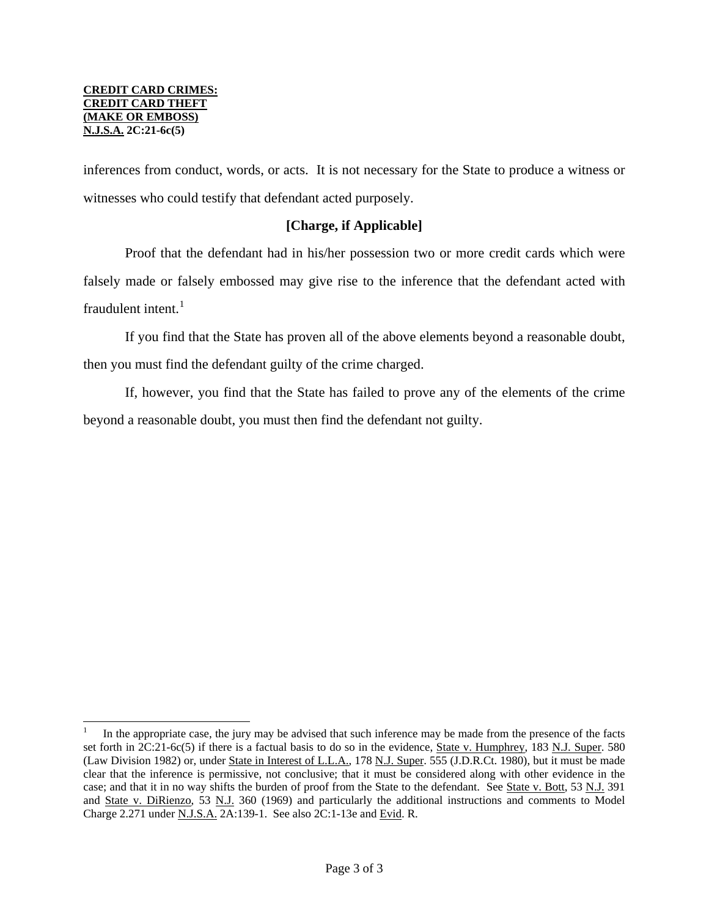inferences from conduct, words, or acts. It is not necessary for the State to produce a witness or witnesses who could testify that defendant acted purposely.

**[Charge, if Applicable]**

Proof that the defendant had in his/her possession two or more credit cards which were falsely made or falsely embossed may give rise to the inference that the defendant acted with fraudulent intent.[1]

If you find that the State has proven all of the above elements beyond a reasonable doubt, then you must find the defendant guilty of the crime charged.

If, however, you find that the State has failed to prove any of the elements of the crime beyond a reasonable doubt, you must then find the defendant not guilty.

---

[1] In the appropriate case, the jury may be advised that such inference may be made from the presence of the facts set forth in 2C:21-6c(5) if there is a factual basis to do so in the evidence, State v. Humphrey, 183 N.J. Super. 580 (Law Division 1982) or, under State in Interest of L.L.A., 178 N.J. Super. 555 (J.D.R.Ct. 1980), but it must be made clear that the inference is permissive, not conclusive; that it must be considered along with other evidence in the case; and that it in no way shifts the burden of proof from the State to the defendant. See State v. Bott, 53 N.J. 391 and State v. DiRienzo, 53 N.J. 360 (1969) and particularly the additional instructions and comments to Model Charge 2.271 under N.J.S.A. 2A:139-1. See also 2C:1-13e and Evid. R.